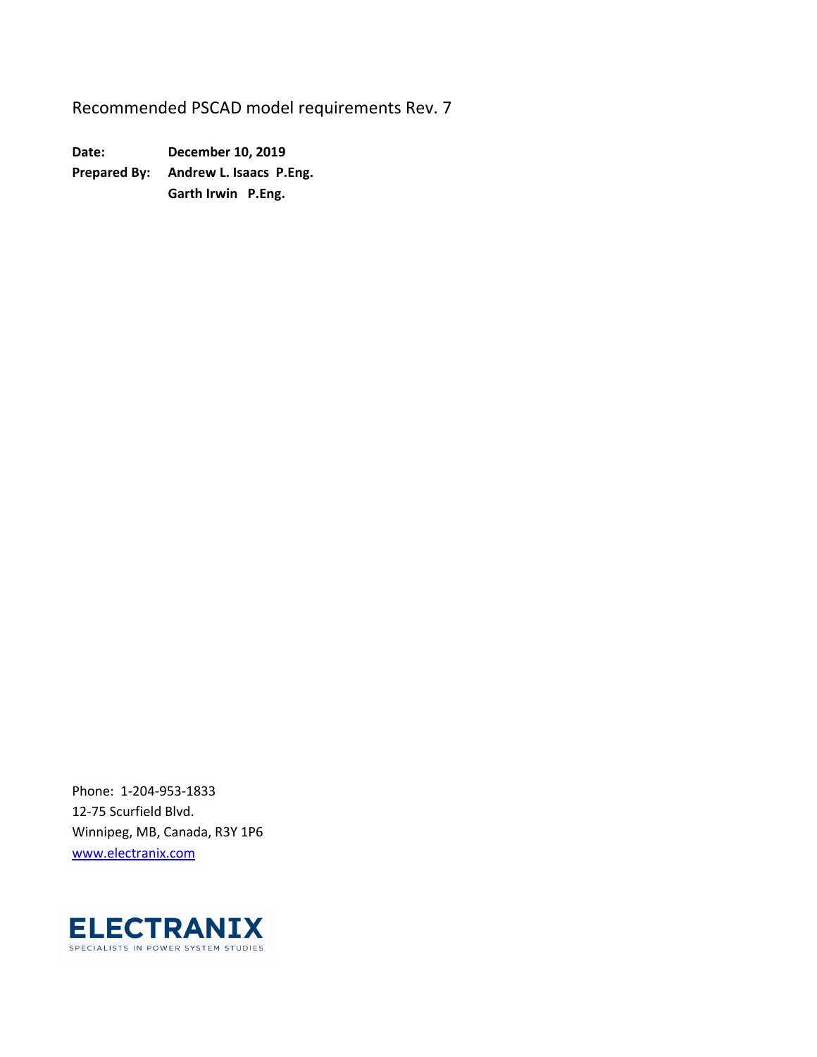# Recommended PSCAD model requirements Rev. 7

**Date:** **December 10, 2019**

**Prepared By:** **Andrew L. Isaacs P.Eng.**
**Garth Irwin P.Eng.**

Phone: 1-204-953-1833
12-75 Scurfield Blvd.
Winnipeg, MB, Canada, R3Y 1P6
[www.electranix.com](www.electranix.com)

ELECTRANIX
SPECIALISTS IN POWER SYSTEM STUDIES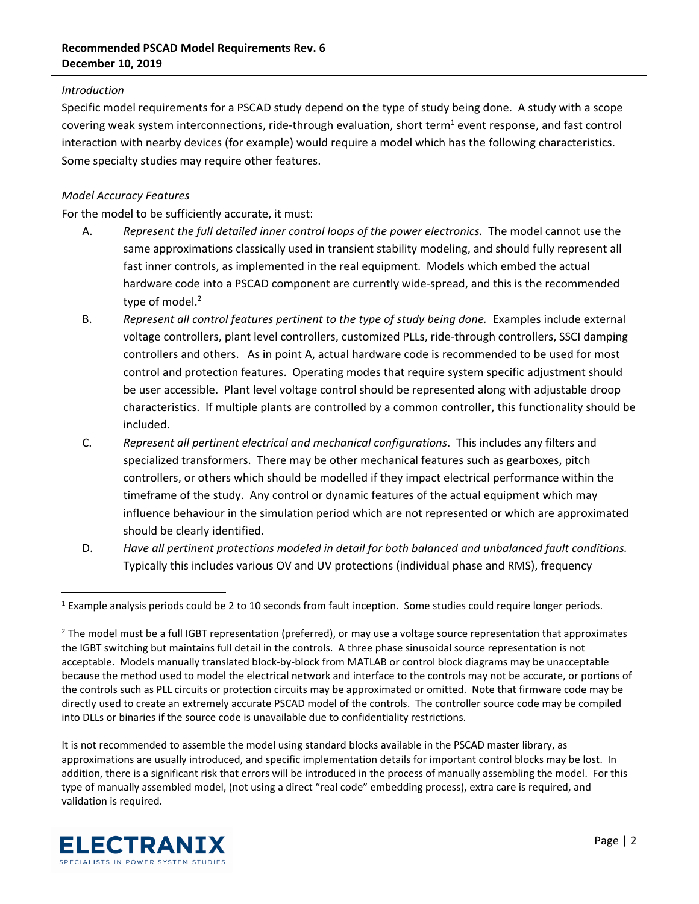*Introduction*

Specific model requirements for a PSCAD study depend on the type of study being done. A study with a scope covering weak system interconnections, ride-through evaluation, short term[1] event response, and fast control interaction with nearby devices (for example) would require a model which has the following characteristics. Some specialty studies may require other features.

*Model Accuracy Features*

For the model to be sufficiently accurate, it must:

A. *Represent the full detailed inner control loops of the power electronics.* The model cannot use the same approximations classically used in transient stability modeling, and should fully represent all fast inner controls, as implemented in the real equipment. Models which embed the actual hardware code into a PSCAD component are currently wide-spread, and this is the recommended type of model.[2]

B. *Represent all control features pertinent to the type of study being done.* Examples include external voltage controllers, plant level controllers, customized PLLs, ride-through controllers, SSCI damping controllers and others. As in point A, actual hardware code is recommended to be used for most control and protection features. Operating modes that require system specific adjustment should be user accessible. Plant level voltage control should be represented along with adjustable droop characteristics. If multiple plants are controlled by a common controller, this functionality should be included.

C. *Represent all pertinent electrical and mechanical configurations*. This includes any filters and specialized transformers. There may be other mechanical features such as gearboxes, pitch controllers, or others which should be modelled if they impact electrical performance within the timeframe of the study. Any control or dynamic features of the actual equipment which may influence behaviour in the simulation period which are not represented or which are approximated should be clearly identified.

D. *Have all pertinent protections modeled in detail for both balanced and unbalanced fault conditions.* Typically this includes various OV and UV protections (individual phase and RMS), frequency

---

[1] Example analysis periods could be 2 to 10 seconds from fault inception. Some studies could require longer periods.

[2] The model must be a full IGBT representation (preferred), or may use a voltage source representation that approximates the IGBT switching but maintains full detail in the controls. A three phase sinusoidal source representation is not acceptable. Models manually translated block-by-block from MATLAB or control block diagrams may be unacceptable because the method used to model the electrical network and interface to the controls may not be accurate, or portions of the controls such as PLL circuits or protection circuits may be approximated or omitted. Note that firmware code may be directly used to create an extremely accurate PSCAD model of the controls. The controller source code may be compiled into DLLs or binaries if the source code is unavailable due to confidentiality restrictions.

It is not recommended to assemble the model using standard blocks available in the PSCAD master library, as approximations are usually introduced, and specific implementation details for important control blocks may be lost. In addition, there is a significant risk that errors will be introduced in the process of manually assembling the model. For this type of manually assembled model, (not using a direct "real code" embedding process), extra care is required, and validation is required.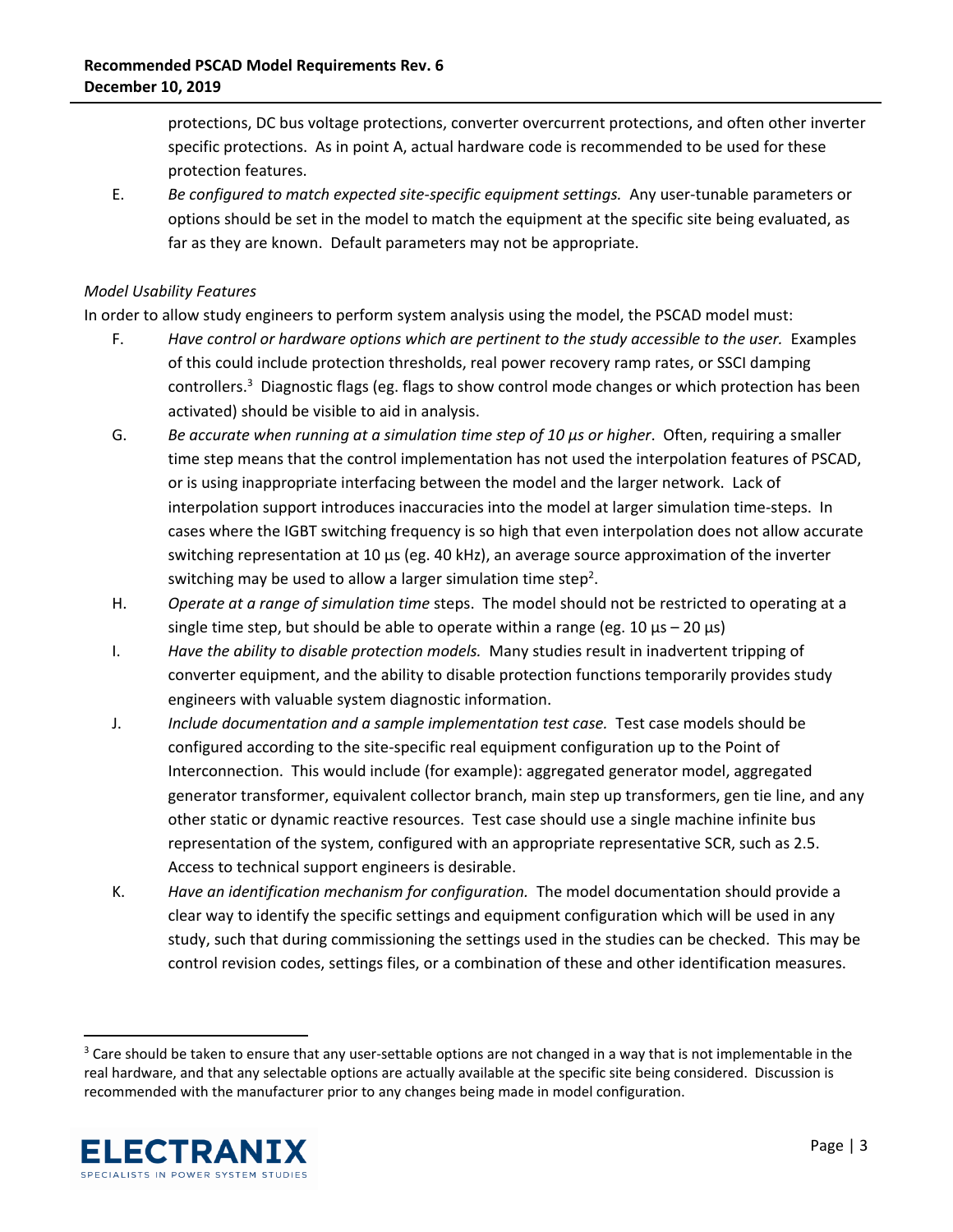protections, DC bus voltage protections, converter overcurrent protections, and often other inverter specific protections. As in point A, actual hardware code is recommended to be used for these protection features.

E. *Be configured to match expected site-specific equipment settings.* Any user-tunable parameters or options should be set in the model to match the equipment at the specific site being evaluated, as far as they are known. Default parameters may not be appropriate.

*Model Usability Features*

In order to allow study engineers to perform system analysis using the model, the PSCAD model must:

F. *Have control or hardware options which are pertinent to the study accessible to the user.* Examples of this could include protection thresholds, real power recovery ramp rates, or SSCI damping controllers.[3] Diagnostic flags (eg. flags to show control mode changes or which protection has been activated) should be visible to aid in analysis.

G. *Be accurate when running at a simulation time step of 10 µs or higher*. Often, requiring a smaller time step means that the control implementation has not used the interpolation features of PSCAD, or is using inappropriate interfacing between the model and the larger network. Lack of interpolation support introduces inaccuracies into the model at larger simulation time-steps. In cases where the IGBT switching frequency is so high that even interpolation does not allow accurate switching representation at 10 µs (eg. 40 kHz), an average source approximation of the inverter switching may be used to allow a larger simulation time step[2].

H. *Operate at a range of simulation time* steps. The model should not be restricted to operating at a single time step, but should be able to operate within a range (eg. 10 µs – 20 µs)

I. *Have the ability to disable protection models.* Many studies result in inadvertent tripping of converter equipment, and the ability to disable protection functions temporarily provides study engineers with valuable system diagnostic information.

J. *Include documentation and a sample implementation test case.* Test case models should be configured according to the site-specific real equipment configuration up to the Point of Interconnection. This would include (for example): aggregated generator model, aggregated generator transformer, equivalent collector branch, main step up transformers, gen tie line, and any other static or dynamic reactive resources. Test case should use a single machine infinite bus representation of the system, configured with an appropriate representative SCR, such as 2.5. Access to technical support engineers is desirable.

K. *Have an identification mechanism for configuration.* The model documentation should provide a clear way to identify the specific settings and equipment configuration which will be used in any study, such that during commissioning the settings used in the studies can be checked. This may be control revision codes, settings files, or a combination of these and other identification measures.

---

[3] Care should be taken to ensure that any user-settable options are not changed in a way that is not implementable in the real hardware, and that any selectable options are actually available at the specific site being considered. Discussion is recommended with the manufacturer prior to any changes being made in model configuration.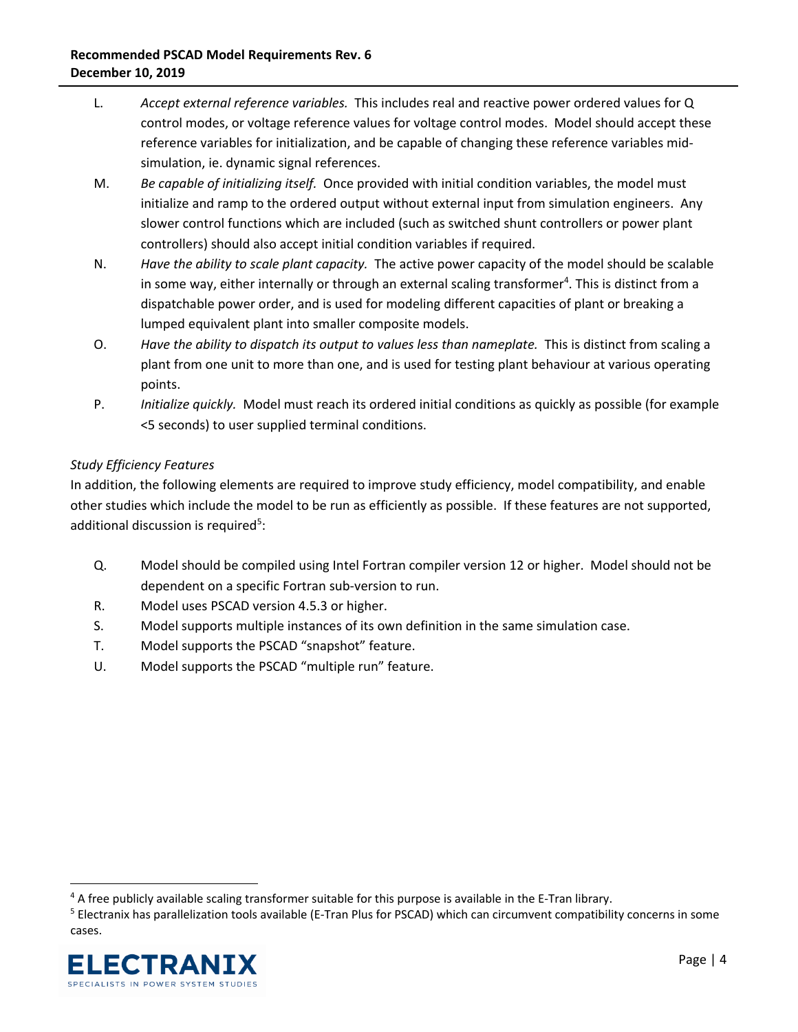L. *Accept external reference variables.* This includes real and reactive power ordered values for Q control modes, or voltage reference values for voltage control modes. Model should accept these reference variables for initialization, and be capable of changing these reference variables mid-simulation, ie. dynamic signal references.

M. *Be capable of initializing itself.* Once provided with initial condition variables, the model must initialize and ramp to the ordered output without external input from simulation engineers. Any slower control functions which are included (such as switched shunt controllers or power plant controllers) should also accept initial condition variables if required.

N. *Have the ability to scale plant capacity.* The active power capacity of the model should be scalable in some way, either internally or through an external scaling transformer[4]. This is distinct from a dispatchable power order, and is used for modeling different capacities of plant or breaking a lumped equivalent plant into smaller composite models.

O. *Have the ability to dispatch its output to values less than nameplate.* This is distinct from scaling a plant from one unit to more than one, and is used for testing plant behaviour at various operating points.

P. *Initialize quickly.* Model must reach its ordered initial conditions as quickly as possible (for example <5 seconds) to user supplied terminal conditions.

*Study Efficiency Features*

In addition, the following elements are required to improve study efficiency, model compatibility, and enable other studies which include the model to be run as efficiently as possible. If these features are not supported, additional discussion is required[5]:

Q. Model should be compiled using Intel Fortran compiler version 12 or higher. Model should not be dependent on a specific Fortran sub-version to run.

R. Model uses PSCAD version 4.5.3 or higher.

S. Model supports multiple instances of its own definition in the same simulation case.

T. Model supports the PSCAD “snapshot” feature.

U. Model supports the PSCAD “multiple run” feature.

---

[4] A free publicly available scaling transformer suitable for this purpose is available in the E-Tran library.

[5] Electranix has parallelization tools available (E-Tran Plus for PSCAD) which can circumvent compatibility concerns in some cases.